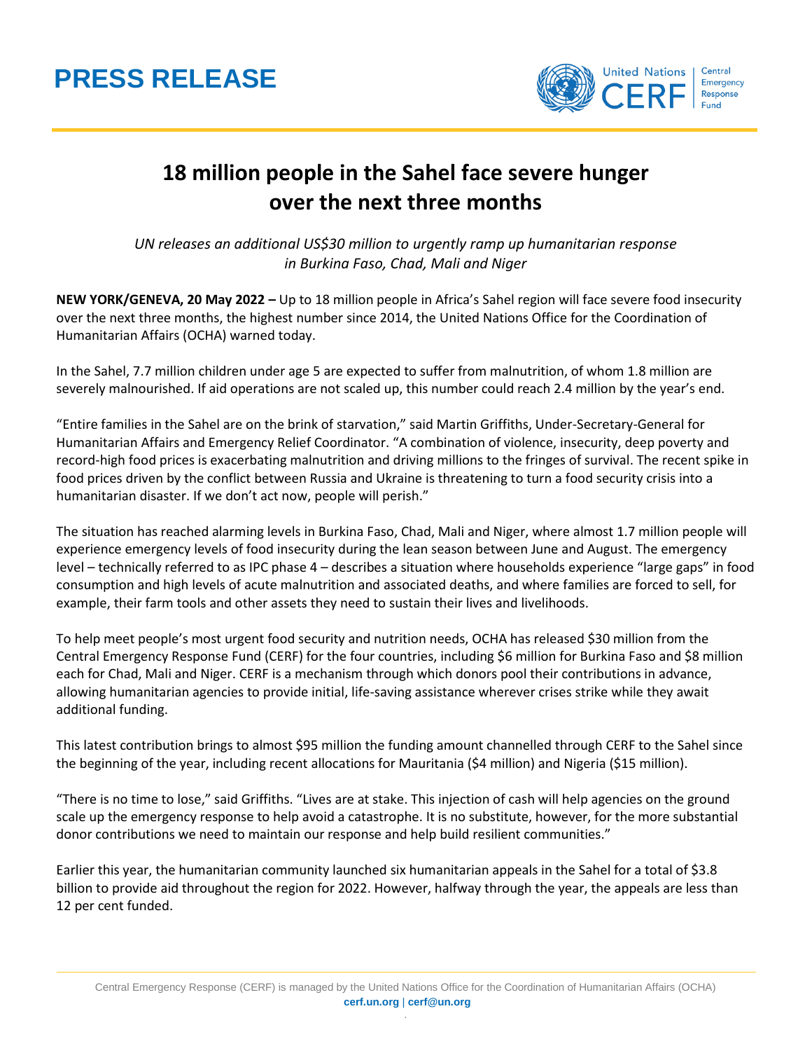PRESS RELEASE

United Nations CERF | Central Emergency Response Fund

# 18 million people in the Sahel face severe hunger over the next three months

*UN releases an additional US$30 million to urgently ramp up humanitarian response in Burkina Faso, Chad, Mali and Niger*

**NEW YORK/GENEVA, 20 May 2022 –** Up to 18 million people in Africa's Sahel region will face severe food insecurity over the next three months, the highest number since 2014, the United Nations Office for the Coordination of Humanitarian Affairs (OCHA) warned today.

In the Sahel, 7.7 million children under age 5 are expected to suffer from malnutrition, of whom 1.8 million are severely malnourished. If aid operations are not scaled up, this number could reach 2.4 million by the year's end.

"Entire families in the Sahel are on the brink of starvation," said Martin Griffiths, Under-Secretary-General for Humanitarian Affairs and Emergency Relief Coordinator. "A combination of violence, insecurity, deep poverty and record-high food prices is exacerbating malnutrition and driving millions to the fringes of survival. The recent spike in food prices driven by the conflict between Russia and Ukraine is threatening to turn a food security crisis into a humanitarian disaster. If we don't act now, people will perish."

The situation has reached alarming levels in Burkina Faso, Chad, Mali and Niger, where almost 1.7 million people will experience emergency levels of food insecurity during the lean season between June and August. The emergency level – technically referred to as IPC phase 4 – describes a situation where households experience "large gaps" in food consumption and high levels of acute malnutrition and associated deaths, and where families are forced to sell, for example, their farm tools and other assets they need to sustain their lives and livelihoods.

To help meet people's most urgent food security and nutrition needs, OCHA has released $30 million from the Central Emergency Response Fund (CERF) for the four countries, including $6 million for Burkina Faso and $8 million each for Chad, Mali and Niger. CERF is a mechanism through which donors pool their contributions in advance, allowing humanitarian agencies to provide initial, life-saving assistance wherever crises strike while they await additional funding.

This latest contribution brings to almost $95 million the funding amount channelled through CERF to the Sahel since the beginning of the year, including recent allocations for Mauritania ($4 million) and Nigeria ($15 million).

"There is no time to lose," said Griffiths. "Lives are at stake. This injection of cash will help agencies on the ground scale up the emergency response to help avoid a catastrophe. It is no substitute, however, for the more substantial donor contributions we need to maintain our response and help build resilient communities."

Earlier this year, the humanitarian community launched six humanitarian appeals in the Sahel for a total of $3.8 billion to provide aid throughout the region for 2022. However, halfway through the year, the appeals are less than 12 per cent funded.

Central Emergency Response (CERF) is managed by the United Nations Office for the Coordination of Humanitarian Affairs (OCHA)
**cerf.un.org** | **cerf@un.org**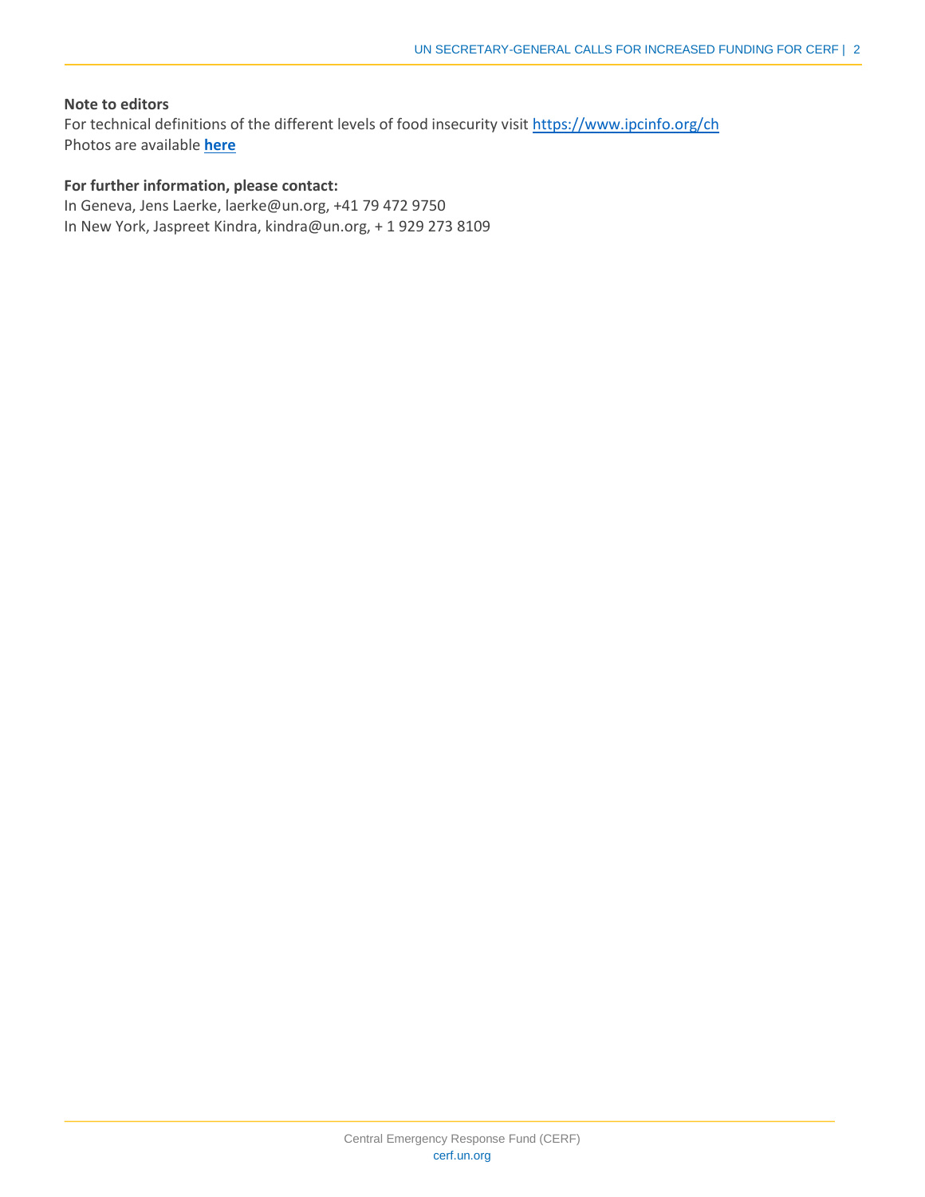**Note to editors**

For technical definitions of the different levels of food insecurity visit https://www.ipcinfo.org/ch
Photos are available **here**

**For further information, please contact:**

In Geneva, Jens Laerke, laerke@un.org, +41 79 472 9750
In New York, Jaspreet Kindra, kindra@un.org, + 1 929 273 8109